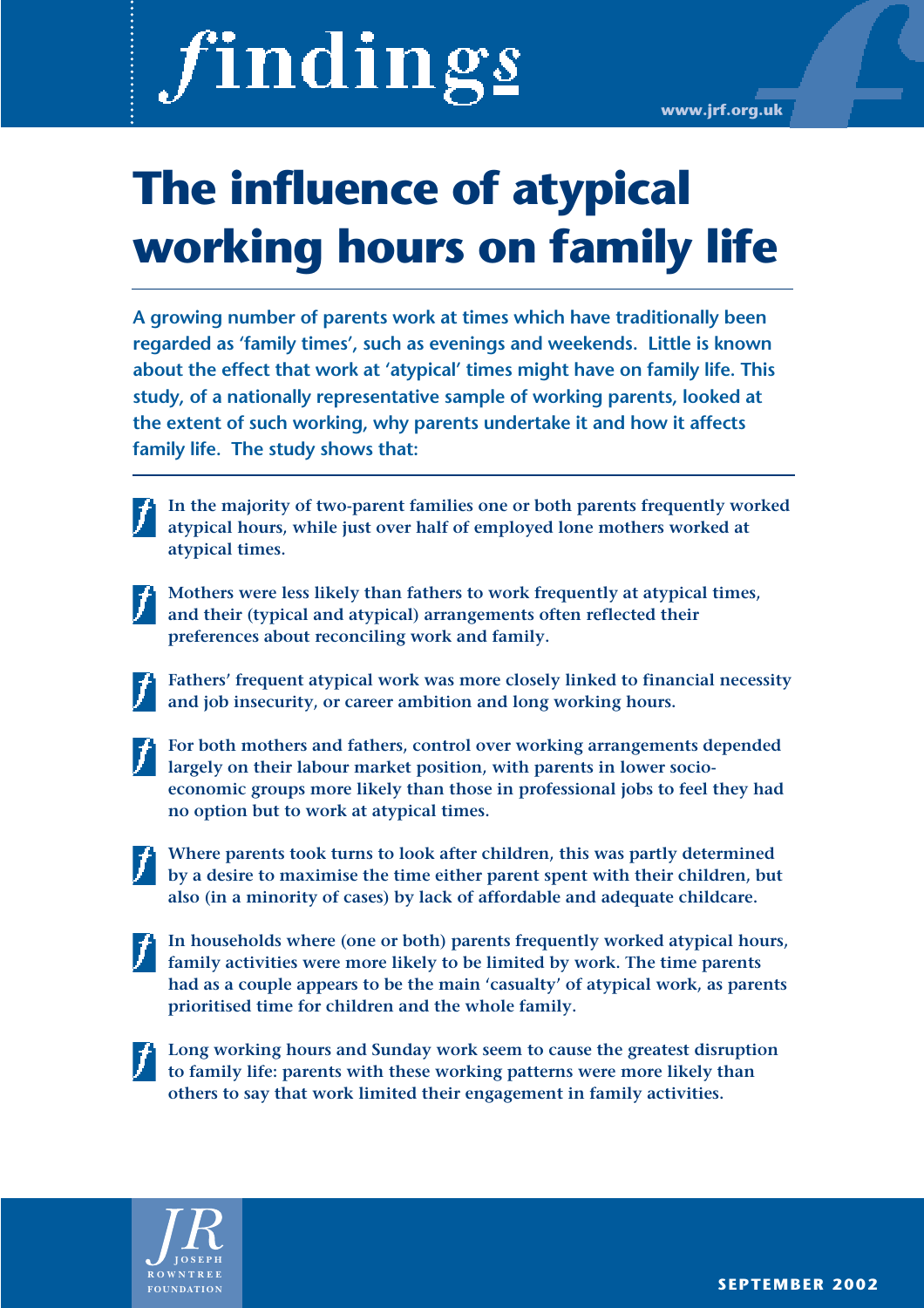# findings

www.jrf.org.uk

# The influence of atypical working hours on family life

**A growing number of parents work at times which have traditionally been regarded as 'family times', such as evenings and weekends. Little is known about the effect that work at 'atypical' times might have on family life. This study, of a nationally representative sample of working parents, looked at the extent of such working, why parents undertake it and how it affects family life. The study shows that:**

- **In the majority of two-parent families one or both parents frequently worked atypical hours, while just over half of employed lone mothers worked at atypical times.**
- **Mothers were less likely than fathers to work frequently at atypical times, and their (typical and atypical) arrangements often reflected their preferences about reconciling work and family.**
- **Fathers' frequent atypical work was more closely linked to financial necessity and job insecurity, or career ambition and long working hours.**
- **For both mothers and fathers, control over working arrangements depended largely on their labour market position, with parents in lower socio-economic groups more likely than those in professional jobs to feel they had no option but to work at atypical times.**
- **Where parents took turns to look after children, this was partly determined by a desire to maximise the time either parent spent with their children, but also (in a minority of cases) by lack of affordable and adequate childcare.**
- **In households where (one or both) parents frequently worked atypical hours, family activities were more likely to be limited by work. The time parents had as a couple appears to be the main 'casualty' of atypical work, as parents prioritised time for children and the whole family.**
- **Long working hours and Sunday work seem to cause the greatest disruption to family life: parents with these working patterns were more likely than others to say that work limited their engagement in family activities.**

JOSEPH ROWNTREE FOUNDATION

SEPTEMBER 2002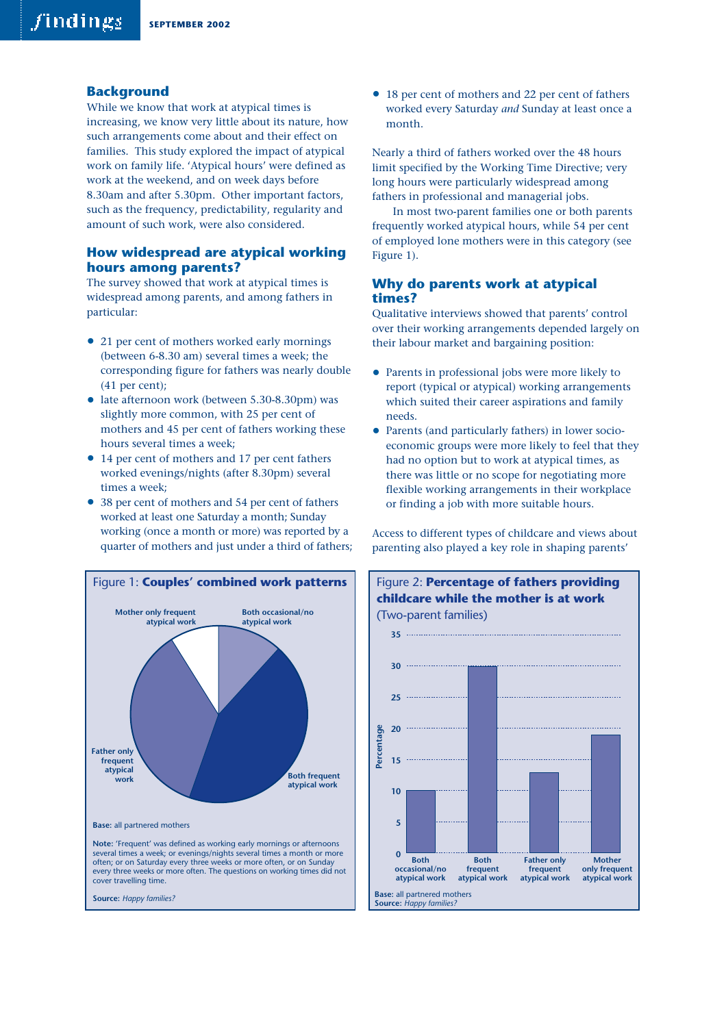## Background

While we know that work at atypical times is increasing, we know very little about its nature, how such arrangements come about and their effect on families. This study explored the impact of atypical work on family life. 'Atypical hours' were defined as work at the weekend, and on week days before 8.30am and after 5.30pm. Other important factors, such as the frequency, predictability, regularity and amount of such work, were also considered.

## How widespread are atypical working hours among parents?

The survey showed that work at atypical times is widespread among parents, and among fathers in particular:

- 21 per cent of mothers worked early mornings (between 6-8.30 am) several times a week; the corresponding figure for fathers was nearly double (41 per cent);
- late afternoon work (between 5.30-8.30pm) was slightly more common, with 25 per cent of mothers and 45 per cent of fathers working these hours several times a week;
- 14 per cent of mothers and 17 per cent fathers worked evenings/nights (after 8.30pm) several times a week;
- 38 per cent of mothers and 54 per cent of fathers worked at least one Saturday a month; Sunday working (once a month or more) was reported by a quarter of mothers and just under a third of fathers;
- 18 per cent of mothers and 22 per cent of fathers worked every Saturday *and* Sunday at least once a month.

Nearly a third of fathers worked over the 48 hours limit specified by the Working Time Directive; very long hours were particularly widespread among fathers in professional and managerial jobs.

In most two-parent families one or both parents frequently worked atypical hours, while 54 per cent of employed lone mothers were in this category (see Figure 1).

## Why do parents work at atypical times?

Qualitative interviews showed that parents' control over their working arrangements depended largely on their labour market and bargaining position:

- Parents in professional jobs were more likely to report (typical or atypical) working arrangements which suited their career aspirations and family needs.
- Parents (and particularly fathers) in lower socio-economic groups were more likely to feel that they had no option but to work at atypical times, as there was little or no scope for negotiating more flexible working arrangements in their workplace or finding a job with more suitable hours.

Access to different types of childcare and views about parenting also played a key role in shaping parents'

Figure 1: **Couples' combined work patterns**

Mother only frequent atypical work; Both occasional/no atypical work; Father only frequent atypical work; Both frequent atypical work

**Base:** all partnered mothers

**Note:** 'Frequent' was defined as working early mornings or afternoons several times a week; or evenings/nights several times a month or more often; or on Saturday every three weeks or more often, or on Sunday every three weeks or more often. The questions on working times did not cover travelling time.

**Source:** *Happy families?*

Figure 2: **Percentage of fathers providing childcare while the mother is at work**
(Two-parent families)

| Couple work pattern | Percentage |
|---|---|
| Both occasional/no atypical work | 10 |
| Both frequent atypical work | 30 |
| Father only frequent atypical work | 13 |
| Mother only frequent atypical work | 19 |

**Base:** all partnered mothers
**Source:** *Happy families?*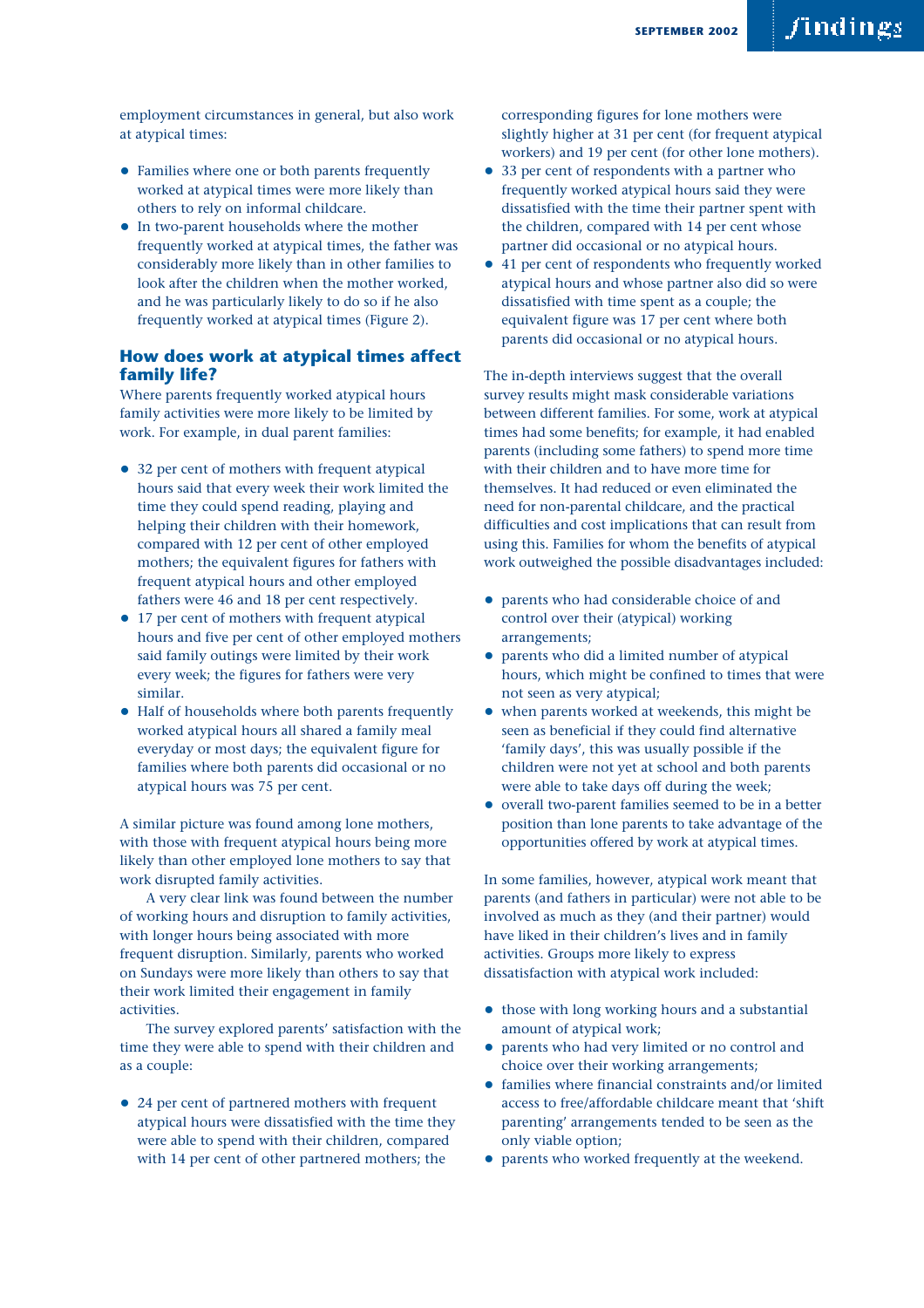employment circumstances in general, but also work at atypical times:

- Families where one or both parents frequently worked at atypical times were more likely than others to rely on informal childcare.
- In two-parent households where the mother frequently worked at atypical times, the father was considerably more likely than in other families to look after the children when the mother worked, and he was particularly likely to do so if he also frequently worked at atypical times (Figure 2).

## How does work at atypical times affect family life?

Where parents frequently worked atypical hours family activities were more likely to be limited by work. For example, in dual parent families:

- 32 per cent of mothers with frequent atypical hours said that every week their work limited the time they could spend reading, playing and helping their children with their homework, compared with 12 per cent of other employed mothers; the equivalent figures for fathers with frequent atypical hours and other employed fathers were 46 and 18 per cent respectively.
- 17 per cent of mothers with frequent atypical hours and five per cent of other employed mothers said family outings were limited by their work every week; the figures for fathers were very similar.
- Half of households where both parents frequently worked atypical hours all shared a family meal everyday or most days; the equivalent figure for families where both parents did occasional or no atypical hours was 75 per cent.

A similar picture was found among lone mothers, with those with frequent atypical hours being more likely than other employed lone mothers to say that work disrupted family activities.

A very clear link was found between the number of working hours and disruption to family activities, with longer hours being associated with more frequent disruption. Similarly, parents who worked on Sundays were more likely than others to say that their work limited their engagement in family activities.

The survey explored parents' satisfaction with the time they were able to spend with their children and as a couple:

- 24 per cent of partnered mothers with frequent atypical hours were dissatisfied with the time they were able to spend with their children, compared with 14 per cent of other partnered mothers; the corresponding figures for lone mothers were slightly higher at 31 per cent (for frequent atypical workers) and 19 per cent (for other lone mothers).
- 33 per cent of respondents with a partner who frequently worked atypical hours said they were dissatisfied with the time their partner spent with the children, compared with 14 per cent whose partner did occasional or no atypical hours.
- 41 per cent of respondents who frequently worked atypical hours and whose partner also did so were dissatisfied with time spent as a couple; the equivalent figure was 17 per cent where both parents did occasional or no atypical hours.

The in-depth interviews suggest that the overall survey results might mask considerable variations between different families. For some, work at atypical times had some benefits; for example, it had enabled parents (including some fathers) to spend more time with their children and to have more time for themselves. It had reduced or even eliminated the need for non-parental childcare, and the practical difficulties and cost implications that can result from using this. Families for whom the benefits of atypical work outweighed the possible disadvantages included:

- parents who had considerable choice of and control over their (atypical) working arrangements;
- parents who did a limited number of atypical hours, which might be confined to times that were not seen as very atypical;
- when parents worked at weekends, this might be seen as beneficial if they could find alternative 'family days', this was usually possible if the children were not yet at school and both parents were able to take days off during the week;
- overall two-parent families seemed to be in a better position than lone parents to take advantage of the opportunities offered by work at atypical times.

In some families, however, atypical work meant that parents (and fathers in particular) were not able to be involved as much as they (and their partner) would have liked in their children's lives and in family activities. Groups more likely to express dissatisfaction with atypical work included:

- those with long working hours and a substantial amount of atypical work;
- parents who had very limited or no control and choice over their working arrangements;
- families where financial constraints and/or limited access to free/affordable childcare meant that 'shift parenting' arrangements tended to be seen as the only viable option;
- parents who worked frequently at the weekend.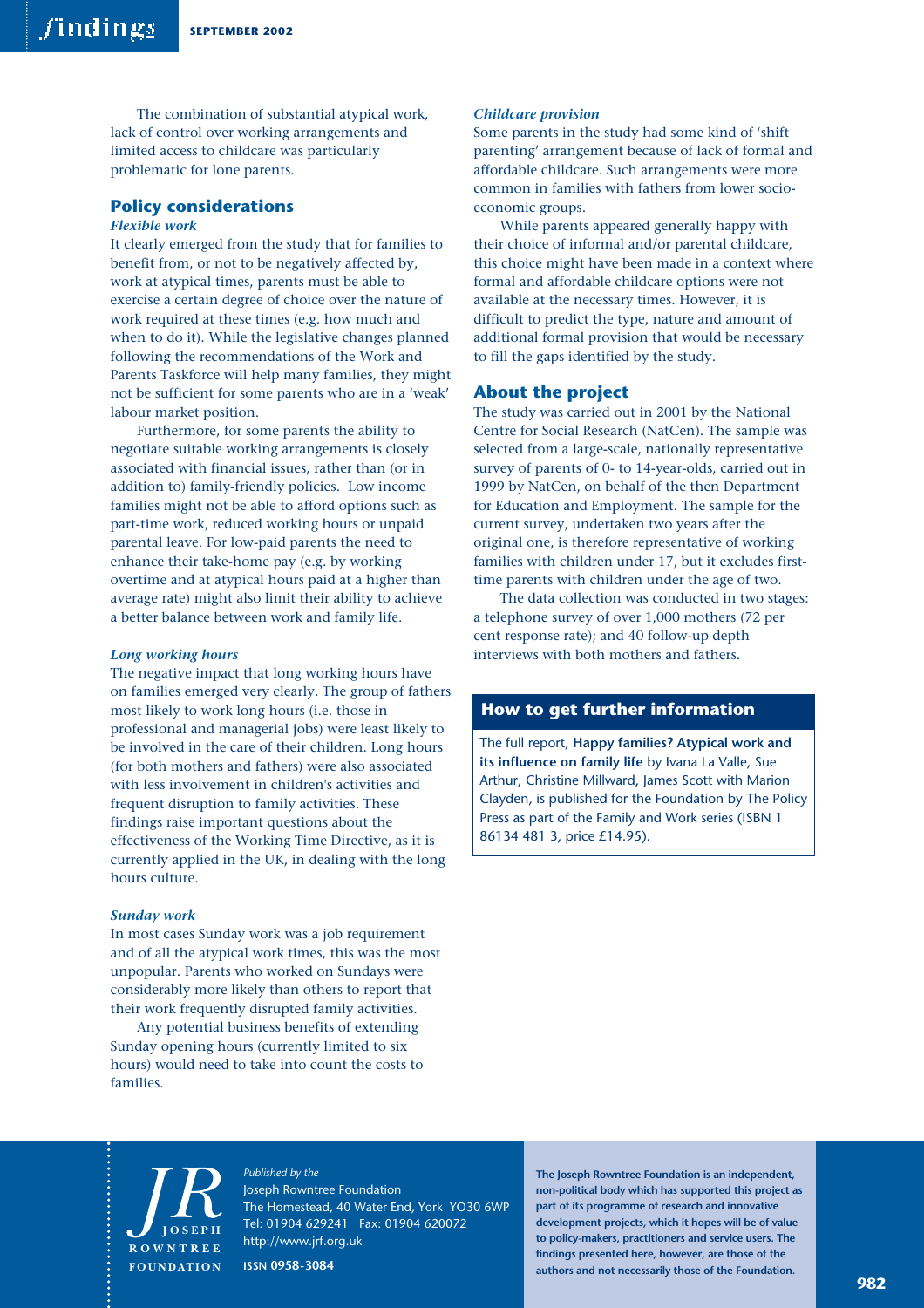The combination of substantial atypical work, lack of control over working arrangements and limited access to childcare was particularly problematic for lone parents.

## Policy considerations

### *Flexible work*

It clearly emerged from the study that for families to benefit from, or not to be negatively affected by, work at atypical times, parents must be able to exercise a certain degree of choice over the nature of work required at these times (e.g. how much and when to do it). While the legislative changes planned following the recommendations of the Work and Parents Taskforce will help many families, they might not be sufficient for some parents who are in a 'weak' labour market position.

Furthermore, for some parents the ability to negotiate suitable working arrangements is closely associated with financial issues, rather than (or in addition to) family-friendly policies. Low income families might not be able to afford options such as part-time work, reduced working hours or unpaid parental leave. For low-paid parents the need to enhance their take-home pay (e.g. by working overtime and at atypical hours paid at a higher than average rate) might also limit their ability to achieve a better balance between work and family life.

### *Long working hours*

The negative impact that long working hours have on families emerged very clearly. The group of fathers most likely to work long hours (i.e. those in professional and managerial jobs) were least likely to be involved in the care of their children. Long hours (for both mothers and fathers) were also associated with less involvement in children's activities and frequent disruption to family activities. These findings raise important questions about the effectiveness of the Working Time Directive, as it is currently applied in the UK, in dealing with the long hours culture.

### *Sunday work*

In most cases Sunday work was a job requirement and of all the atypical work times, this was the most unpopular. Parents who worked on Sundays were considerably more likely than others to report that their work frequently disrupted family activities.

Any potential business benefits of extending Sunday opening hours (currently limited to six hours) would need to take into count the costs to families.

### *Childcare provision*

Some parents in the study had some kind of 'shift parenting' arrangement because of lack of formal and affordable childcare. Such arrangements were more common in families with fathers from lower socio-economic groups.

While parents appeared generally happy with their choice of informal and/or parental childcare, this choice might have been made in a context where formal and affordable childcare options were not available at the necessary times. However, it is difficult to predict the type, nature and amount of additional formal provision that would be necessary to fill the gaps identified by the study.

## About the project

The study was carried out in 2001 by the National Centre for Social Research (NatCen). The sample was selected from a large-scale, nationally representative survey of parents of 0- to 14-year-olds, carried out in 1999 by NatCen, on behalf of the then Department for Education and Employment. The sample for the current survey, undertaken two years after the original one, is therefore representative of working families with children under 17, but it excludes first-time parents with children under the age of two.

The data collection was conducted in two stages: a telephone survey of over 1,000 mothers (72 per cent response rate); and 40 follow-up depth interviews with both mothers and fathers.

## How to get further information

The full report, **Happy families? Atypical work and its influence on family life** by Ivana La Valle, Sue Arthur, Christine Millward, James Scott with Marion Clayden, is published for the Foundation by The Policy Press as part of the Family and Work series (ISBN 1 86134 481 3, price £14.95).

*Published by the*
Joseph Rowntree Foundation
The Homestead, 40 Water End, York YO30 6WP
Tel: 01904 629241 Fax: 01904 620072
http://www.jrf.org.uk

**ISSN 0958-3084**

**The Joseph Rowntree Foundation is an independent, non-political body which has supported this project as part of its programme of research and innovative development projects, which it hopes will be of value to policy-makers, practitioners and service users. The findings presented here, however, are those of the authors and not necessarily those of the Foundation.**

**982**